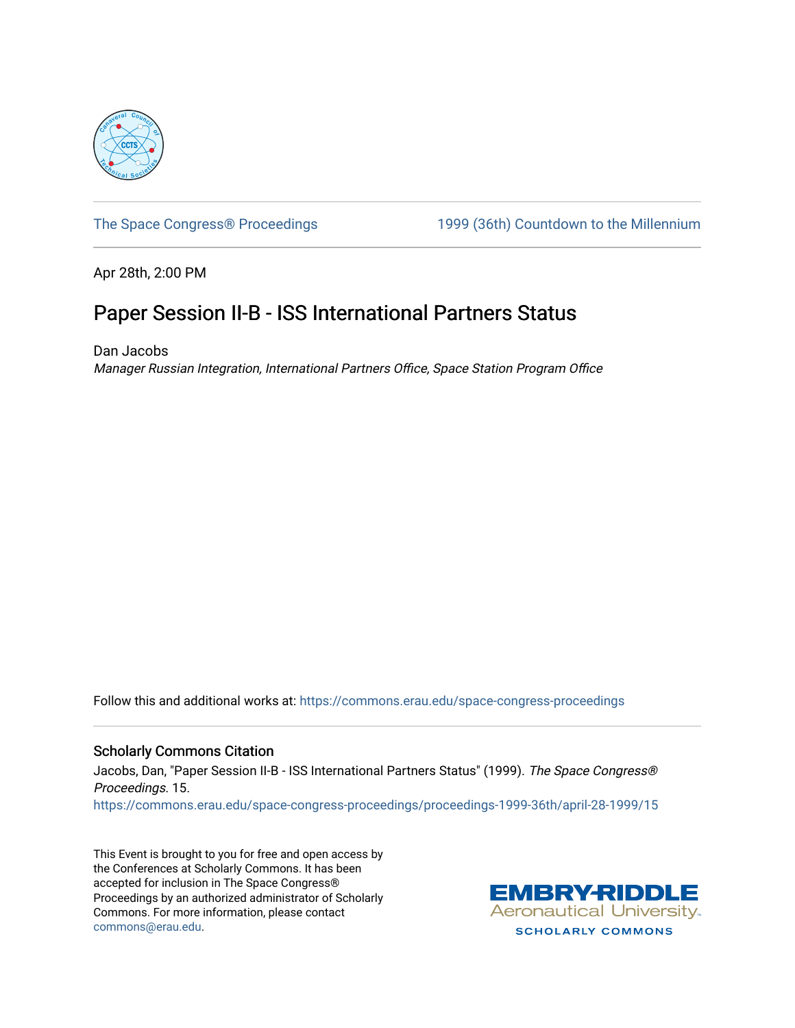The Space Congress® Proceedings

1999 (36th) Countdown to the Millennium

Apr 28th, 2:00 PM

# Paper Session II-B - ISS International Partners Status

Dan Jacobs

*Manager Russian Integration, International Partners Office, Space Station Program Office*

Follow this and additional works at: https://commons.erau.edu/space-congress-proceedings

## Scholarly Commons Citation

Jacobs, Dan, "Paper Session II-B - ISS International Partners Status" (1999). *The Space Congress® Proceedings*. 15.
https://commons.erau.edu/space-congress-proceedings/proceedings-1999-36th/april-28-1999/15

This Event is brought to you for free and open access by the Conferences at Scholarly Commons. It has been accepted for inclusion in The Space Congress® Proceedings by an authorized administrator of Scholarly Commons. For more information, please contact commons@erau.edu.

EMBRY-RIDDLE Aeronautical University SCHOLARLY COMMONS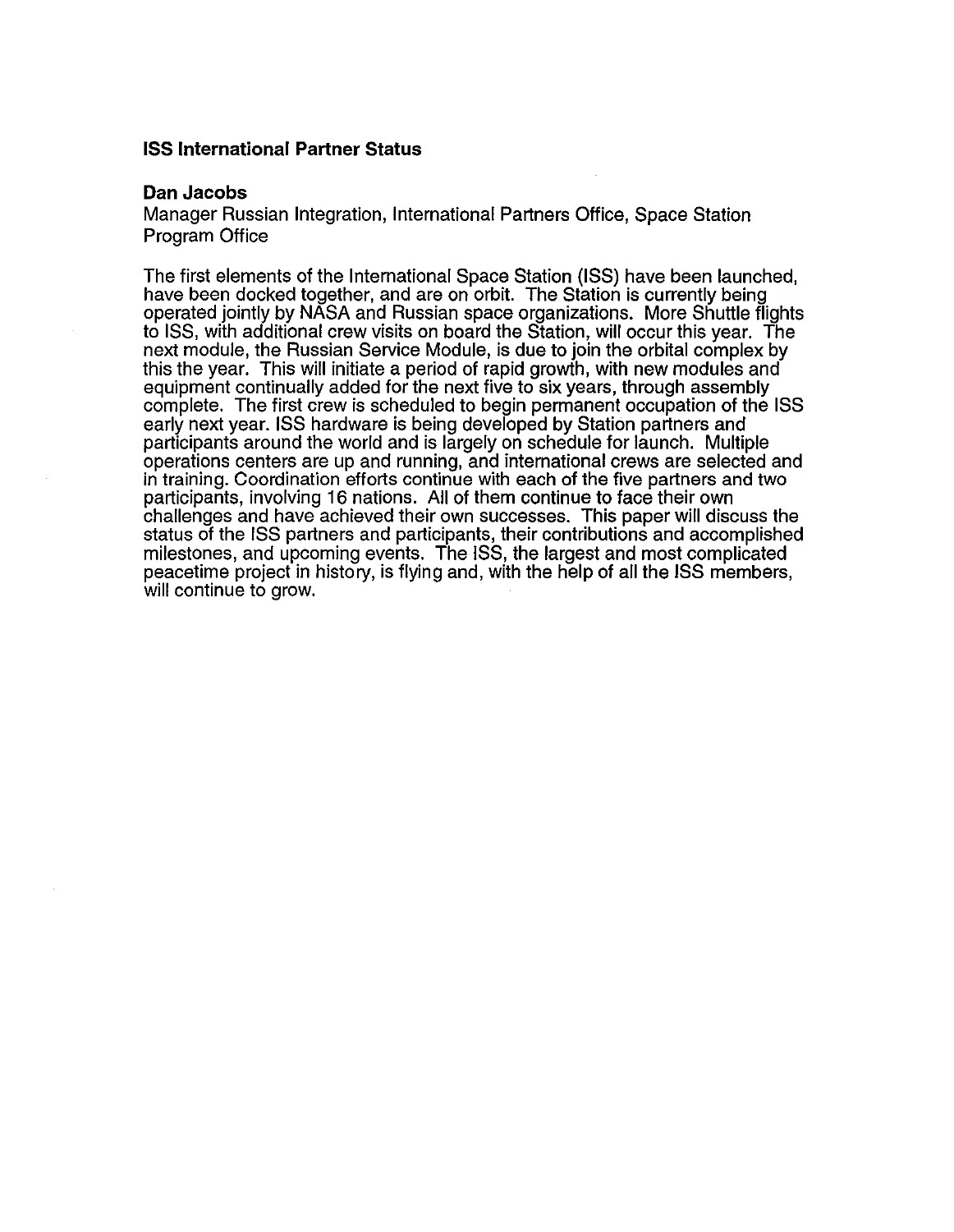**ISS International Partner Status**

**Dan Jacobs**
Manager Russian Integration, International Partners Office, Space Station Program Office

The first elements of the International Space Station (ISS) have been launched, have been docked together, and are on orbit. The Station is currently being operated jointly by NASA and Russian space organizations. More Shuttle flights to ISS, with additional crew visits on board the Station, will occur this year. The next module, the Russian Service Module, is due to join the orbital complex by this the year. This will initiate a period of rapid growth, with new modules and equipment continually added for the next five to six years, through assembly complete. The first crew is scheduled to begin permanent occupation of the ISS early next year. ISS hardware is being developed by Station partners and participants around the world and is largely on schedule for launch. Multiple operations centers are up and running, and international crews are selected and in training. Coordination efforts continue with each of the five partners and two participants, involving 16 nations. All of them continue to face their own challenges and have achieved their own successes. This paper will discuss the status of the ISS partners and participants, their contributions and accomplished milestones, and upcoming events. The ISS, the largest and most complicated peacetime project in history, is flying and, with the help of all the ISS members, will continue to grow.